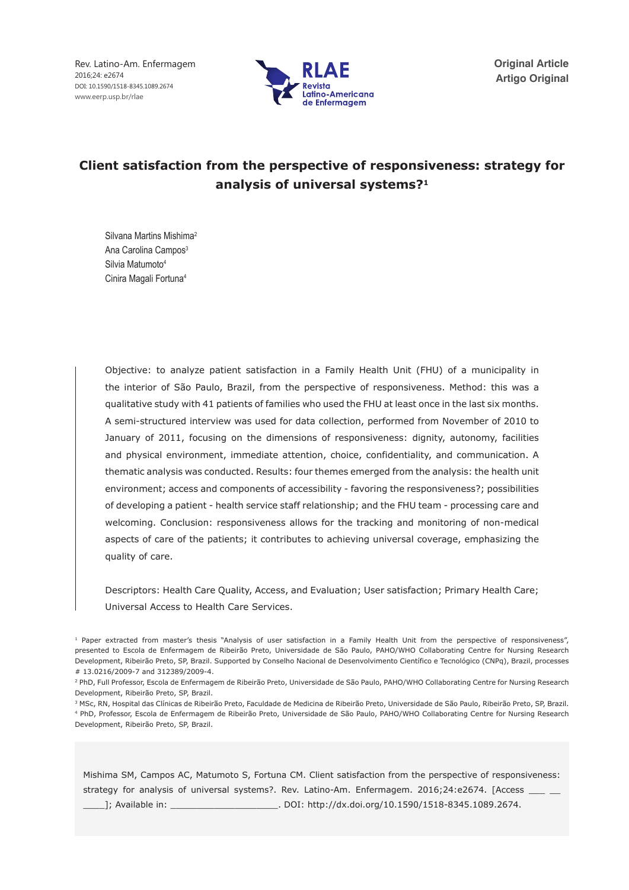Original Article
Artigo Original

# Client satisfaction from the perspective of responsiveness: strategy for analysis of universal systems?[1]

Silvana Martins Mishima[2]
Ana Carolina Campos[3]
Silvia Matumoto[4]
Cinira Magali Fortuna[4]

Objective: to analyze patient satisfaction in a Family Health Unit (FHU) of a municipality in the interior of São Paulo, Brazil, from the perspective of responsiveness. Method: this was a qualitative study with 41 patients of families who used the FHU at least once in the last six months. A semi-structured interview was used for data collection, performed from November of 2010 to January of 2011, focusing on the dimensions of responsiveness: dignity, autonomy, facilities and physical environment, immediate attention, choice, confidentiality, and communication. A thematic analysis was conducted. Results: four themes emerged from the analysis: the health unit environment; access and components of accessibility - favoring the responsiveness?; possibilities of developing a patient - health service staff relationship; and the FHU team - processing care and welcoming. Conclusion: responsiveness allows for the tracking and monitoring of non-medical aspects of care of the patients; it contributes to achieving universal coverage, emphasizing the quality of care.

Descriptors: Health Care Quality, Access, and Evaluation; User satisfaction; Primary Health Care; Universal Access to Health Care Services.

[1] Paper extracted from master's thesis "Analysis of user satisfaction in a Family Health Unit from the perspective of responsiveness", presented to Escola de Enfermagem de Ribeirão Preto, Universidade de São Paulo, PAHO/WHO Collaborating Centre for Nursing Research Development, Ribeirão Preto, SP, Brazil. Supported by Conselho Nacional de Desenvolvimento Científico e Tecnológico (CNPq), Brazil, processes # 13.0216/2009-7 and 312389/2009-4.

[2] PhD, Full Professor, Escola de Enfermagem de Ribeirão Preto, Universidade de São Paulo, PAHO/WHO Collaborating Centre for Nursing Research Development, Ribeirão Preto, SP, Brazil.

[3] MSc, RN, Hospital das Clínicas de Ribeirão Preto, Faculdade de Medicina de Ribeirão Preto, Universidade de São Paulo, Ribeirão Preto, SP, Brazil.

[4] PhD, Professor, Escola de Enfermagem de Ribeirão Preto, Universidade de São Paulo, PAHO/WHO Collaborating Centre for Nursing Research Development, Ribeirão Preto, SP, Brazil.

Mishima SM, Campos AC, Matumoto S, Fortuna CM. Client satisfaction from the perspective of responsiveness: strategy for analysis of universal systems?. Rev. Latino-Am. Enfermagem. 2016;24:e2674. [Access ___ __ ____]; Available in: ____________________. DOI: http://dx.doi.org/10.1590/1518-8345.1089.2674.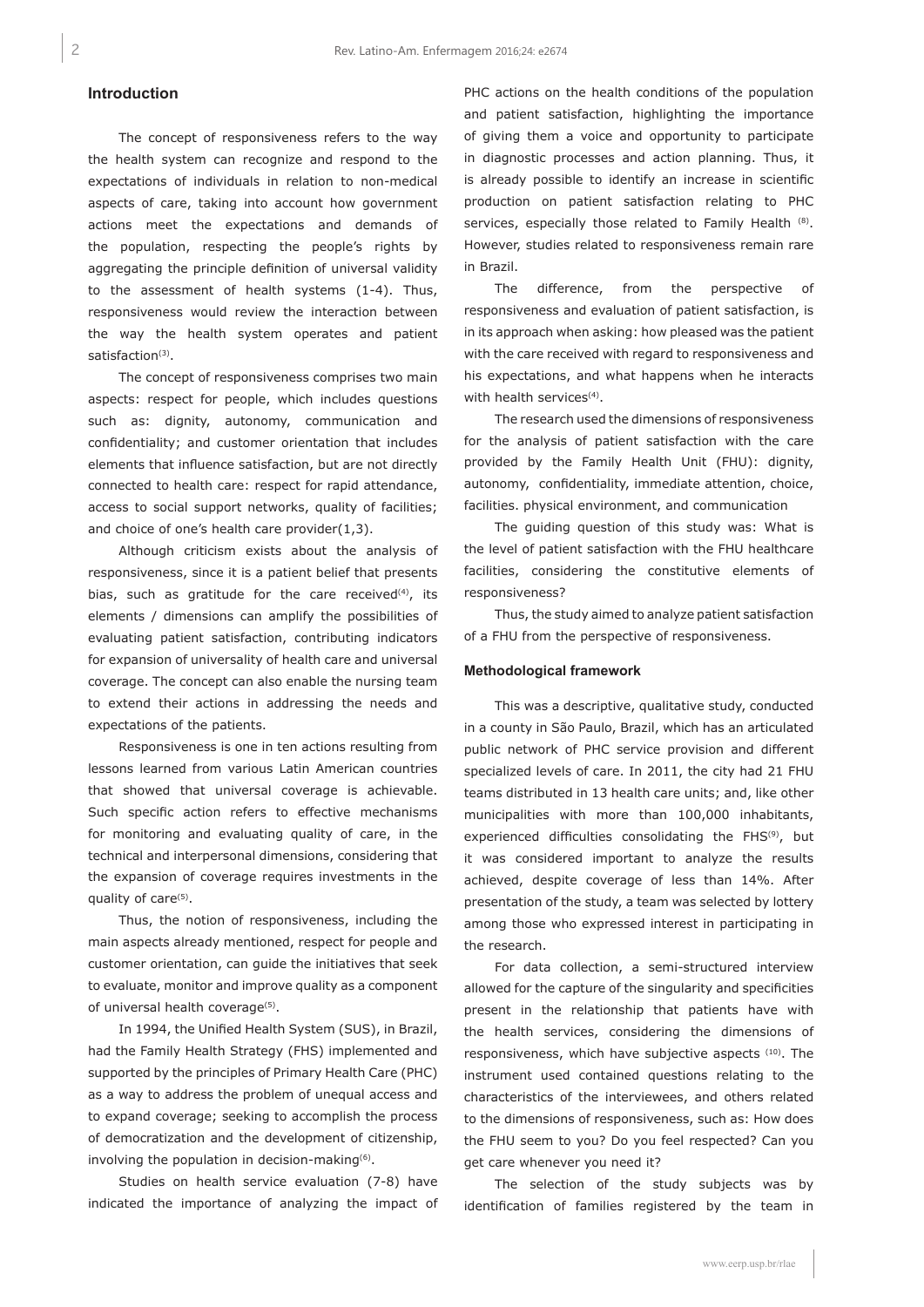## Introduction

The concept of responsiveness refers to the way the health system can recognize and respond to the expectations of individuals in relation to non-medical aspects of care, taking into account how government actions meet the expectations and demands of the population, respecting the people's rights by aggregating the principle definition of universal validity to the assessment of health systems (1-4). Thus, responsiveness would review the interaction between the way the health system operates and patient satisfaction[3].

The concept of responsiveness comprises two main aspects: respect for people, which includes questions such as: dignity, autonomy, communication and confidentiality; and customer orientation that includes elements that influence satisfaction, but are not directly connected to health care: respect for rapid attendance, access to social support networks, quality of facilities; and choice of one's health care provider(1,3).

Although criticism exists about the analysis of responsiveness, since it is a patient belief that presents bias, such as gratitude for the care received[4], its elements / dimensions can amplify the possibilities of evaluating patient satisfaction, contributing indicators for expansion of universality of health care and universal coverage. The concept can also enable the nursing team to extend their actions in addressing the needs and expectations of the patients.

Responsiveness is one in ten actions resulting from lessons learned from various Latin American countries that showed that universal coverage is achievable. Such specific action refers to effective mechanisms for monitoring and evaluating quality of care, in the technical and interpersonal dimensions, considering that the expansion of coverage requires investments in the quality of care[5].

Thus, the notion of responsiveness, including the main aspects already mentioned, respect for people and customer orientation, can guide the initiatives that seek to evaluate, monitor and improve quality as a component of universal health coverage[5].

In 1994, the Unified Health System (SUS), in Brazil, had the Family Health Strategy (FHS) implemented and supported by the principles of Primary Health Care (PHC) as a way to address the problem of unequal access and to expand coverage; seeking to accomplish the process of democratization and the development of citizenship, involving the population in decision-making[6].

Studies on health service evaluation (7-8) have indicated the importance of analyzing the impact of PHC actions on the health conditions of the population and patient satisfaction, highlighting the importance of giving them a voice and opportunity to participate in diagnostic processes and action planning. Thus, it is already possible to identify an increase in scientific production on patient satisfaction relating to PHC services, especially those related to Family Health [8]. However, studies related to responsiveness remain rare in Brazil.

The difference, from the perspective of responsiveness and evaluation of patient satisfaction, is in its approach when asking: how pleased was the patient with the care received with regard to responsiveness and his expectations, and what happens when he interacts with health services[4].

The research used the dimensions of responsiveness for the analysis of patient satisfaction with the care provided by the Family Health Unit (FHU): dignity, autonomy, confidentiality, immediate attention, choice, facilities. physical environment, and communication

The guiding question of this study was: What is the level of patient satisfaction with the FHU healthcare facilities, considering the constitutive elements of responsiveness?

Thus, the study aimed to analyze patient satisfaction of a FHU from the perspective of responsiveness.

### Methodological framework

This was a descriptive, qualitative study, conducted in a county in São Paulo, Brazil, which has an articulated public network of PHC service provision and different specialized levels of care. In 2011, the city had 21 FHU teams distributed in 13 health care units; and, like other municipalities with more than 100,000 inhabitants, experienced difficulties consolidating the FHS[9], but it was considered important to analyze the results achieved, despite coverage of less than 14%. After presentation of the study, a team was selected by lottery among those who expressed interest in participating in the research.

For data collection, a semi-structured interview allowed for the capture of the singularity and specificities present in the relationship that patients have with the health services, considering the dimensions of responsiveness, which have subjective aspects [10]. The instrument used contained questions relating to the characteristics of the interviewees, and others related to the dimensions of responsiveness, such as: How does the FHU seem to you? Do you feel respected? Can you get care whenever you need it?

The selection of the study subjects was by identification of families registered by the team in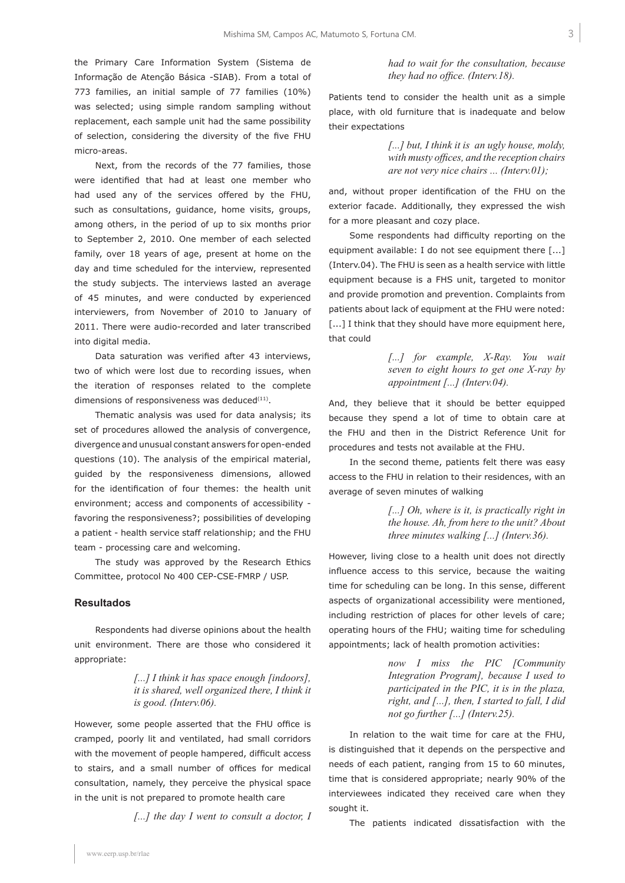the Primary Care Information System (Sistema de Informação de Atenção Básica -SIAB). From a total of 773 families, an initial sample of 77 families (10%) was selected; using simple random sampling without replacement, each sample unit had the same possibility of selection, considering the diversity of the five FHU micro-areas.

Next, from the records of the 77 families, those were identified that had at least one member who had used any of the services offered by the FHU, such as consultations, guidance, home visits, groups, among others, in the period of up to six months prior to September 2, 2010. One member of each selected family, over 18 years of age, present at home on the day and time scheduled for the interview, represented the study subjects. The interviews lasted an average of 45 minutes, and were conducted by experienced interviewers, from November of 2010 to January of 2011. There were audio-recorded and later transcribed into digital media.

Data saturation was verified after 43 interviews, two of which were lost due to recording issues, when the iteration of responses related to the complete dimensions of responsiveness was deduced[11].

Thematic analysis was used for data analysis; its set of procedures allowed the analysis of convergence, divergence and unusual constant answers for open-ended questions (10). The analysis of the empirical material, guided by the responsiveness dimensions, allowed for the identification of four themes: the health unit environment; access and components of accessibility - favoring the responsiveness?; possibilities of developing a patient - health service staff relationship; and the FHU team - processing care and welcoming.

The study was approved by the Research Ethics Committee, protocol No 400 CEP-CSE-FMRP / USP.

## Resultados

Respondents had diverse opinions about the health unit environment. There are those who considered it appropriate:

> *[...] I think it has space enough [indoors], it is shared, well organized there, I think it is good. (Interv.06).*

However, some people asserted that the FHU office is cramped, poorly lit and ventilated, had small corridors with the movement of people hampered, difficult access to stairs, and a small number of offices for medical consultation, namely, they perceive the physical space in the unit is not prepared to promote health care

> *[...] the day I went to consult a doctor, I had to wait for the consultation, because they had no office. (Interv.18).*

Patients tend to consider the health unit as a simple place, with old furniture that is inadequate and below their expectations

> *[...] but, I think it is an ugly house, moldy, with musty offices, and the reception chairs are not very nice chairs ... (Interv.01);*

and, without proper identification of the FHU on the exterior facade. Additionally, they expressed the wish for a more pleasant and cozy place.

Some respondents had difficulty reporting on the equipment available: I do not see equipment there [...] (Interv.04). The FHU is seen as a health service with little equipment because is a FHS unit, targeted to monitor and provide promotion and prevention. Complaints from patients about lack of equipment at the FHU were noted: [...] I think that they should have more equipment here, that could

> *[...] for example, X-Ray. You wait seven to eight hours to get one X-ray by appointment [...] (Interv.04).*

And, they believe that it should be better equipped because they spend a lot of time to obtain care at the FHU and then in the District Reference Unit for procedures and tests not available at the FHU.

In the second theme, patients felt there was easy access to the FHU in relation to their residences, with an average of seven minutes of walking

> *[...] Oh, where is it, is practically right in the house. Ah, from here to the unit? About three minutes walking [...] (Interv.36).*

However, living close to a health unit does not directly influence access to this service, because the waiting time for scheduling can be long. In this sense, different aspects of organizational accessibility were mentioned, including restriction of places for other levels of care; operating hours of the FHU; waiting time for scheduling appointments; lack of health promotion activities:

> *now I miss the PIC [Community Integration Program], because I used to participated in the PIC, it is in the plaza, right, and [...], then, I started to fall, I did not go further [...] (Interv.25).*

In relation to the wait time for care at the FHU, is distinguished that it depends on the perspective and needs of each patient, ranging from 15 to 60 minutes, time that is considered appropriate; nearly 90% of the interviewees indicated they received care when they sought it.

The patients indicated dissatisfaction with the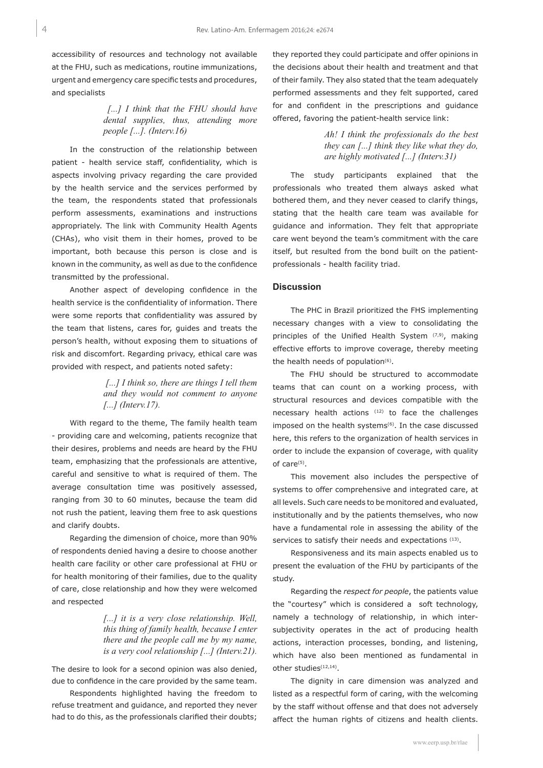accessibility of resources and technology not available at the FHU, such as medications, routine immunizations, urgent and emergency care specific tests and procedures, and specialists

> *[...] I think that the FHU should have dental supplies, thus, attending more people [...]. (Interv.16)*

In the construction of the relationship between patient - health service staff, confidentiality, which is aspects involving privacy regarding the care provided by the health service and the services performed by the team, the respondents stated that professionals perform assessments, examinations and instructions appropriately. The link with Community Health Agents (CHAs), who visit them in their homes, proved to be important, both because this person is close and is known in the community, as well as due to the confidence transmitted by the professional.

Another aspect of developing confidence in the health service is the confidentiality of information. There were some reports that confidentiality was assured by the team that listens, cares for, guides and treats the person's health, without exposing them to situations of risk and discomfort. Regarding privacy, ethical care was provided with respect, and patients noted safety:

> *[...] I think so, there are things I tell them and they would not comment to anyone [...] (Interv.17).*

With regard to the theme, The family health team - providing care and welcoming, patients recognize that their desires, problems and needs are heard by the FHU team, emphasizing that the professionals are attentive, careful and sensitive to what is required of them. The average consultation time was positively assessed, ranging from 30 to 60 minutes, because the team did not rush the patient, leaving them free to ask questions and clarify doubts.

Regarding the dimension of choice, more than 90% of respondents denied having a desire to choose another health care facility or other care professional at FHU or for health monitoring of their families, due to the quality of care, close relationship and how they were welcomed and respected

> *[...] it is a very close relationship. Well, this thing of family health, because I enter there and the people call me by my name, is a very cool relationship [...] (Interv.21).*

The desire to look for a second opinion was also denied, due to confidence in the care provided by the same team.

Respondents highlighted having the freedom to refuse treatment and guidance, and reported they never had to do this, as the professionals clarified their doubts; they reported they could participate and offer opinions in the decisions about their health and treatment and that of their family. They also stated that the team adequately performed assessments and they felt supported, cared for and confident in the prescriptions and guidance offered, favoring the patient-health service link:

> *Ah! I think the professionals do the best they can [...] think they like what they do, are highly motivated [...] (Interv.31)*

The study participants explained that the professionals who treated them always asked what bothered them, and they never ceased to clarify things, stating that the health care team was available for guidance and information. They felt that appropriate care went beyond the team's commitment with the care itself, but resulted from the bond built on the patient-professionals - health facility triad.

## Discussion

The PHC in Brazil prioritized the FHS implementing necessary changes with a view to consolidating the principles of the Unified Health System [7,9], making effective efforts to improve coverage, thereby meeting the health needs of population[6].

The FHU should be structured to accommodate teams that can count on a working process, with structural resources and devices compatible with the necessary health actions [12] to face the challenges imposed on the health systems[6]. In the case discussed here, this refers to the organization of health services in order to include the expansion of coverage, with quality of care[5].

This movement also includes the perspective of systems to offer comprehensive and integrated care, at all levels. Such care needs to be monitored and evaluated, institutionally and by the patients themselves, who now have a fundamental role in assessing the ability of the services to satisfy their needs and expectations [13].

Responsiveness and its main aspects enabled us to present the evaluation of the FHU by participants of the study.

Regarding the *respect for people*, the patients value the "courtesy" which is considered a soft technology, namely a technology of relationship, in which inter-subjectivity operates in the act of producing health actions, interaction processes, bonding, and listening, which have also been mentioned as fundamental in other studies[12,14].

The dignity in care dimension was analyzed and listed as a respectful form of caring, with the welcoming by the staff without offense and that does not adversely affect the human rights of citizens and health clients.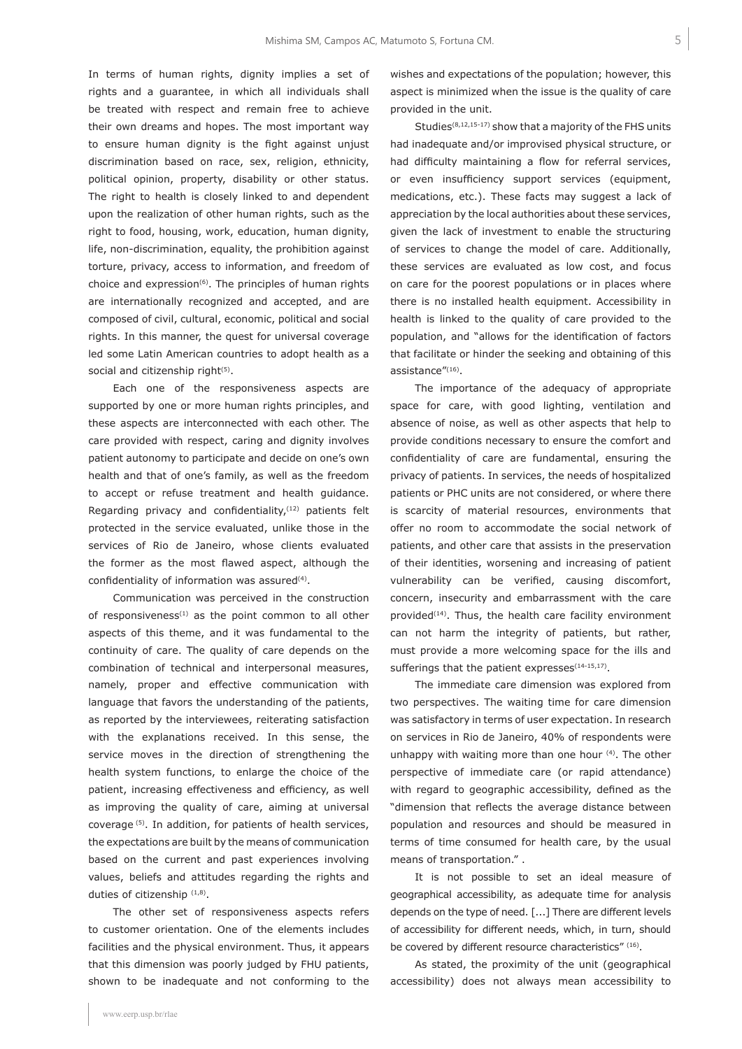In terms of human rights, dignity implies a set of rights and a guarantee, in which all individuals shall be treated with respect and remain free to achieve their own dreams and hopes. The most important way to ensure human dignity is the fight against unjust discrimination based on race, sex, religion, ethnicity, political opinion, property, disability or other status. The right to health is closely linked to and dependent upon the realization of other human rights, such as the right to food, housing, work, education, human dignity, life, non-discrimination, equality, the prohibition against torture, privacy, access to information, and freedom of choice and expression[6]. The principles of human rights are internationally recognized and accepted, and are composed of civil, cultural, economic, political and social rights. In this manner, the quest for universal coverage led some Latin American countries to adopt health as a social and citizenship right[5].

Each one of the responsiveness aspects are supported by one or more human rights principles, and these aspects are interconnected with each other. The care provided with respect, caring and dignity involves patient autonomy to participate and decide on one's own health and that of one's family, as well as the freedom to accept or refuse treatment and health guidance. Regarding privacy and confidentiality,[12] patients felt protected in the service evaluated, unlike those in the services of Rio de Janeiro, whose clients evaluated the former as the most flawed aspect, although the confidentiality of information was assured[4].

Communication was perceived in the construction of responsiveness[1] as the point common to all other aspects of this theme, and it was fundamental to the continuity of care. The quality of care depends on the combination of technical and interpersonal measures, namely, proper and effective communication with language that favors the understanding of the patients, as reported by the interviewees, reiterating satisfaction with the explanations received. In this sense, the service moves in the direction of strengthening the health system functions, to enlarge the choice of the patient, increasing effectiveness and efficiency, as well as improving the quality of care, aiming at universal coverage [5]. In addition, for patients of health services, the expectations are built by the means of communication based on the current and past experiences involving values, beliefs and attitudes regarding the rights and duties of citizenship [1,8].

The other set of responsiveness aspects refers to customer orientation. One of the elements includes facilities and the physical environment. Thus, it appears that this dimension was poorly judged by FHU patients, shown to be inadequate and not conforming to the wishes and expectations of the population; however, this aspect is minimized when the issue is the quality of care provided in the unit.

Studies[8,12,15-17] show that a majority of the FHS units had inadequate and/or improvised physical structure, or had difficulty maintaining a flow for referral services, or even insufficiency support services (equipment, medications, etc.). These facts may suggest a lack of appreciation by the local authorities about these services, given the lack of investment to enable the structuring of services to change the model of care. Additionally, these services are evaluated as low cost, and focus on care for the poorest populations or in places where there is no installed health equipment. Accessibility in health is linked to the quality of care provided to the population, and "allows for the identification of factors that facilitate or hinder the seeking and obtaining of this assistance"[16].

The importance of the adequacy of appropriate space for care, with good lighting, ventilation and absence of noise, as well as other aspects that help to provide conditions necessary to ensure the comfort and confidentiality of care are fundamental, ensuring the privacy of patients. In services, the needs of hospitalized patients or PHC units are not considered, or where there is scarcity of material resources, environments that offer no room to accommodate the social network of patients, and other care that assists in the preservation of their identities, worsening and increasing of patient vulnerability can be verified, causing discomfort, concern, insecurity and embarrassment with the care provided[14]. Thus, the health care facility environment can not harm the integrity of patients, but rather, must provide a more welcoming space for the ills and sufferings that the patient expresses[14-15,17].

The immediate care dimension was explored from two perspectives. The waiting time for care dimension was satisfactory in terms of user expectation. In research on services in Rio de Janeiro, 40% of respondents were unhappy with waiting more than one hour [4]. The other perspective of immediate care (or rapid attendance) with regard to geographic accessibility, defined as the "dimension that reflects the average distance between population and resources and should be measured in terms of time consumed for health care, by the usual means of transportation." .

It is not possible to set an ideal measure of geographical accessibility, as adequate time for analysis depends on the type of need. [...] There are different levels of accessibility for different needs, which, in turn, should be covered by different resource characteristics" [16].

As stated, the proximity of the unit (geographical accessibility) does not always mean accessibility to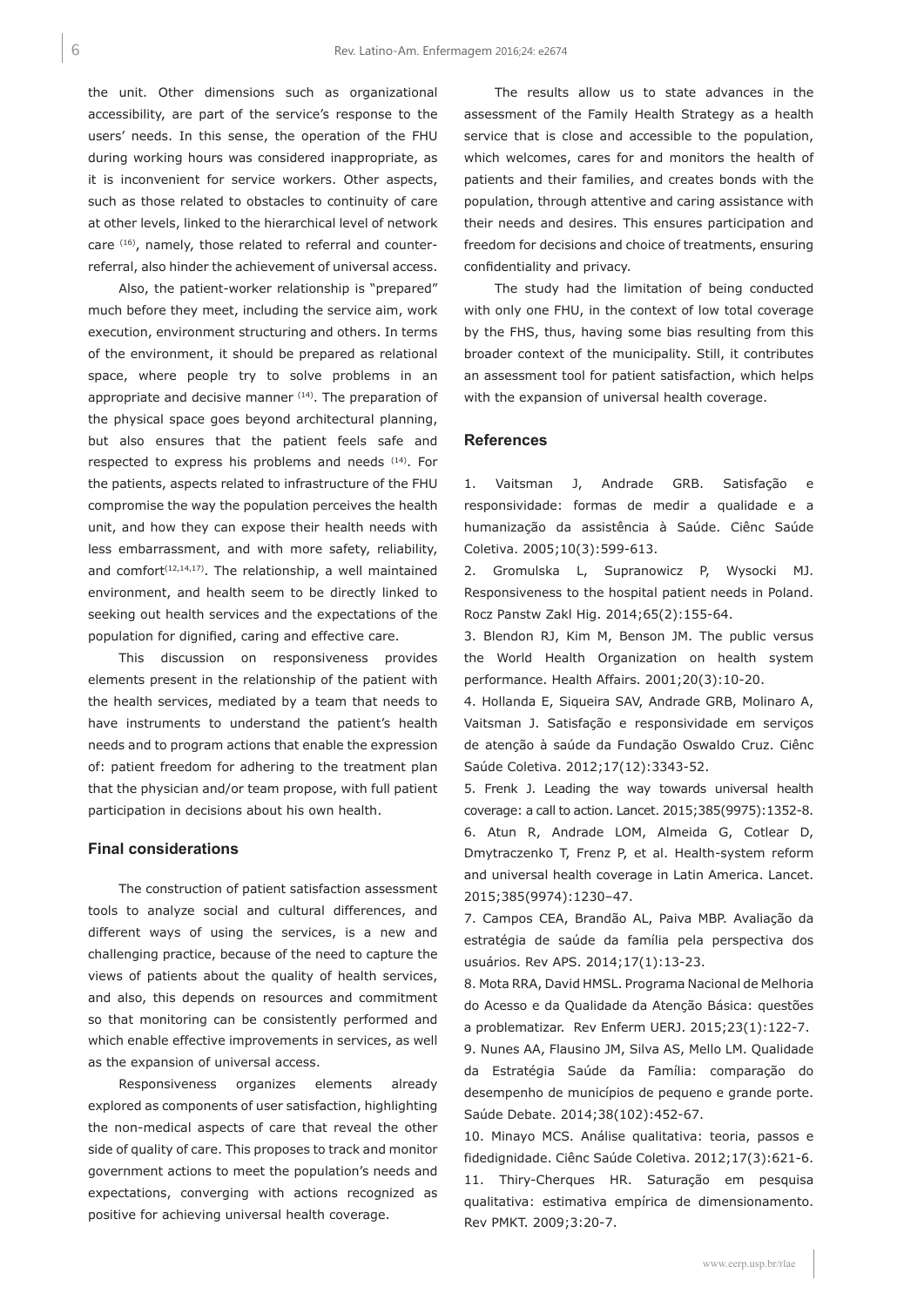the unit. Other dimensions such as organizational accessibility, are part of the service's response to the users' needs. In this sense, the operation of the FHU during working hours was considered inappropriate, as it is inconvenient for service workers. Other aspects, such as those related to obstacles to continuity of care at other levels, linked to the hierarchical level of network care [16], namely, those related to referral and counter-referral, also hinder the achievement of universal access.

Also, the patient-worker relationship is "prepared" much before they meet, including the service aim, work execution, environment structuring and others. In terms of the environment, it should be prepared as relational space, where people try to solve problems in an appropriate and decisive manner [14]. The preparation of the physical space goes beyond architectural planning, but also ensures that the patient feels safe and respected to express his problems and needs [14]. For the patients, aspects related to infrastructure of the FHU compromise the way the population perceives the health unit, and how they can expose their health needs with less embarrassment, and with more safety, reliability, and comfort[12,14,17]. The relationship, a well maintained environment, and health seem to be directly linked to seeking out health services and the expectations of the population for dignified, caring and effective care.

This discussion on responsiveness provides elements present in the relationship of the patient with the health services, mediated by a team that needs to have instruments to understand the patient's health needs and to program actions that enable the expression of: patient freedom for adhering to the treatment plan that the physician and/or team propose, with full patient participation in decisions about his own health.

## Final considerations

The construction of patient satisfaction assessment tools to analyze social and cultural differences, and different ways of using the services, is a new and challenging practice, because of the need to capture the views of patients about the quality of health services, and also, this depends on resources and commitment so that monitoring can be consistently performed and which enable effective improvements in services, as well as the expansion of universal access.

Responsiveness organizes elements already explored as components of user satisfaction, highlighting the non-medical aspects of care that reveal the other side of quality of care. This proposes to track and monitor government actions to meet the population's needs and expectations, converging with actions recognized as positive for achieving universal health coverage.

The results allow us to state advances in the assessment of the Family Health Strategy as a health service that is close and accessible to the population, which welcomes, cares for and monitors the health of patients and their families, and creates bonds with the population, through attentive and caring assistance with their needs and desires. This ensures participation and freedom for decisions and choice of treatments, ensuring confidentiality and privacy.

The study had the limitation of being conducted with only one FHU, in the context of low total coverage by the FHS, thus, having some bias resulting from this broader context of the municipality. Still, it contributes an assessment tool for patient satisfaction, which helps with the expansion of universal health coverage.

## References

1. Vaitsman J, Andrade GRB. Satisfação e responsividade: formas de medir a qualidade e a humanização da assistência à Saúde. Ciênc Saúde Coletiva. 2005;10(3):599-613.
2. Gromulska L, Supranowicz P, Wysocki MJ. Responsiveness to the hospital patient needs in Poland. Rocz Panstw Zakl Hig. 2014;65(2):155-64.
3. Blendon RJ, Kim M, Benson JM. The public versus the World Health Organization on health system performance. Health Affairs. 2001;20(3):10-20.
4. Hollanda E, Siqueira SAV, Andrade GRB, Molinaro A, Vaitsman J. Satisfação e responsividade em serviços de atenção à saúde da Fundação Oswaldo Cruz. Ciênc Saúde Coletiva. 2012;17(12):3343-52.
5. Frenk J. Leading the way towards universal health coverage: a call to action. Lancet. 2015;385(9975):1352-8.
6. Atun R, Andrade LOM, Almeida G, Cotlear D, Dmytraczenko T, Frenz P, et al. Health-system reform and universal health coverage in Latin America. Lancet. 2015;385(9974):1230–47.
7. Campos CEA, Brandão AL, Paiva MBP. Avaliação da estratégia de saúde da família pela perspectiva dos usuários. Rev APS. 2014;17(1):13-23.
8. Mota RRA, David HMSL. Programa Nacional de Melhoria do Acesso e da Qualidade da Atenção Básica: questões a problematizar. Rev Enferm UERJ. 2015;23(1):122-7.
9. Nunes AA, Flausino JM, Silva AS, Mello LM. Qualidade da Estratégia Saúde da Família: comparação do desempenho de municípios de pequeno e grande porte. Saúde Debate. 2014;38(102):452-67.
10. Minayo MCS. Análise qualitativa: teoria, passos e fidedignidade. Ciênc Saúde Coletiva. 2012;17(3):621-6.
11. Thiry-Cherques HR. Saturação em pesquisa qualitativa: estimativa empírica de dimensionamento. Rev PMKT. 2009;3:20-7.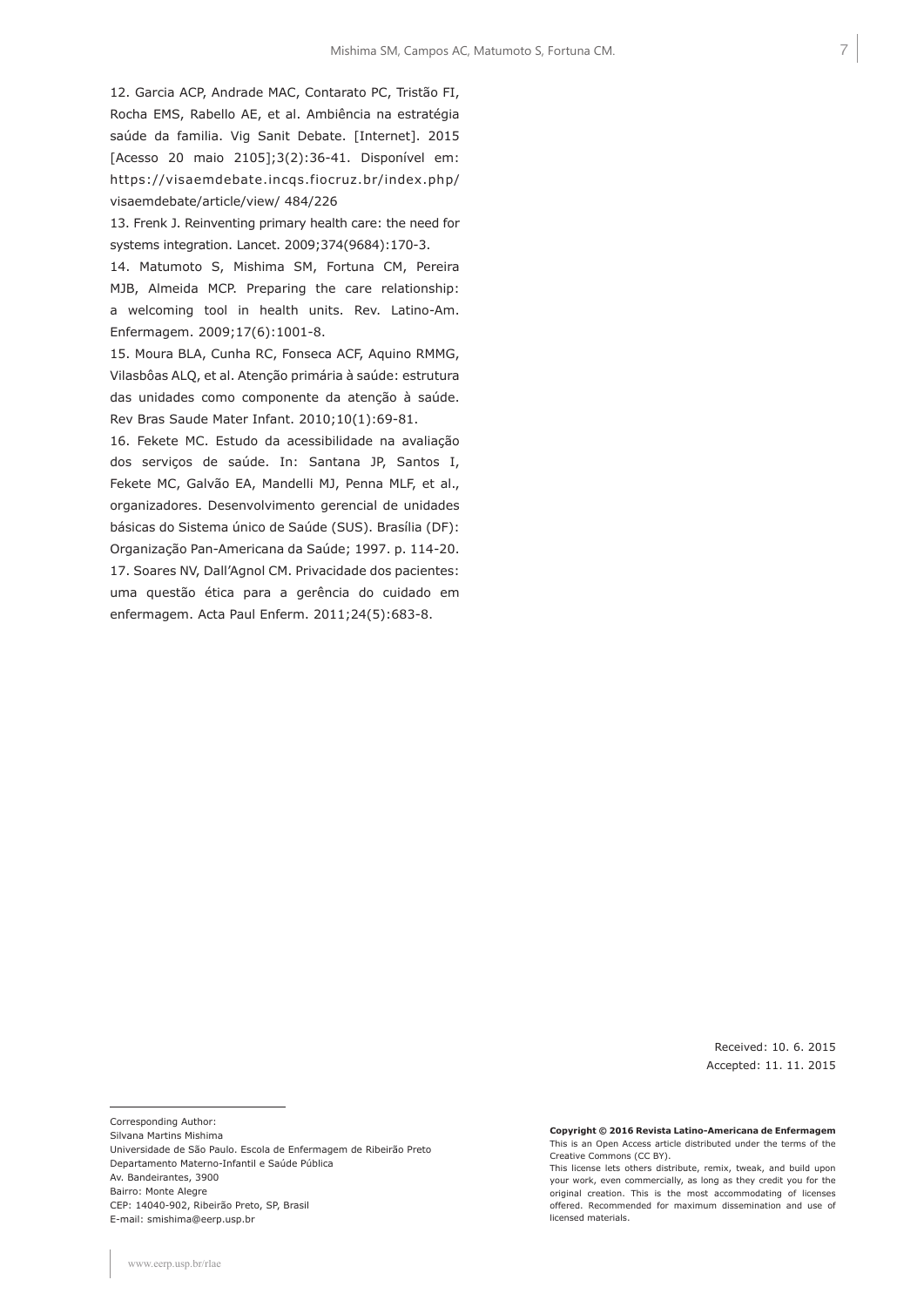12. Garcia ACP, Andrade MAC, Contarato PC, Tristão FI, Rocha EMS, Rabello AE, et al. Ambiência na estratégia saúde da familia. Vig Sanit Debate. [Internet]. 2015 [Acesso 20 maio 2105];3(2):36-41. Disponível em: https://visaemdebate.incqs.fiocruz.br/index.php/visaemdebate/article/view/ 484/226

13. Frenk J. Reinventing primary health care: the need for systems integration. Lancet. 2009;374(9684):170-3.

14. Matumoto S, Mishima SM, Fortuna CM, Pereira MJB, Almeida MCP. Preparing the care relationship: a welcoming tool in health units. Rev. Latino-Am. Enfermagem. 2009;17(6):1001-8.

15. Moura BLA, Cunha RC, Fonseca ACF, Aquino RMMG, Vilasbôas ALQ, et al. Atenção primária à saúde: estrutura das unidades como componente da atenção à saúde. Rev Bras Saude Mater Infant. 2010;10(1):69-81.

16. Fekete MC. Estudo da acessibilidade na avaliação dos serviços de saúde. In: Santana JP, Santos I, Fekete MC, Galvão EA, Mandelli MJ, Penna MLF, et al., organizadores. Desenvolvimento gerencial de unidades básicas do Sistema único de Saúde (SUS). Brasília (DF): Organização Pan-Americana da Saúde; 1997. p. 114-20.

17. Soares NV, Dall'Agnol CM. Privacidade dos pacientes: uma questão ética para a gerência do cuidado em enfermagem. Acta Paul Enferm. 2011;24(5):683-8.

Received: 10. 6. 2015
Accepted: 11. 11. 2015

Corresponding Author:
Silvana Martins Mishima
Universidade de São Paulo. Escola de Enfermagem de Ribeirão Preto
Departamento Materno-Infantil e Saúde Pública
Av. Bandeirantes, 3900
Bairro: Monte Alegre
CEP: 14040-902, Ribeirão Preto, SP, Brasil
E-mail: smishima@eerp.usp.br

**Copyright © 2016 Revista Latino-Americana de Enfermagem**
This is an Open Access article distributed under the terms of the Creative Commons (CC BY).
This license lets others distribute, remix, tweak, and build upon your work, even commercially, as long as they credit you for the original creation. This is the most accommodating of licenses offered. Recommended for maximum dissemination and use of licensed materials.